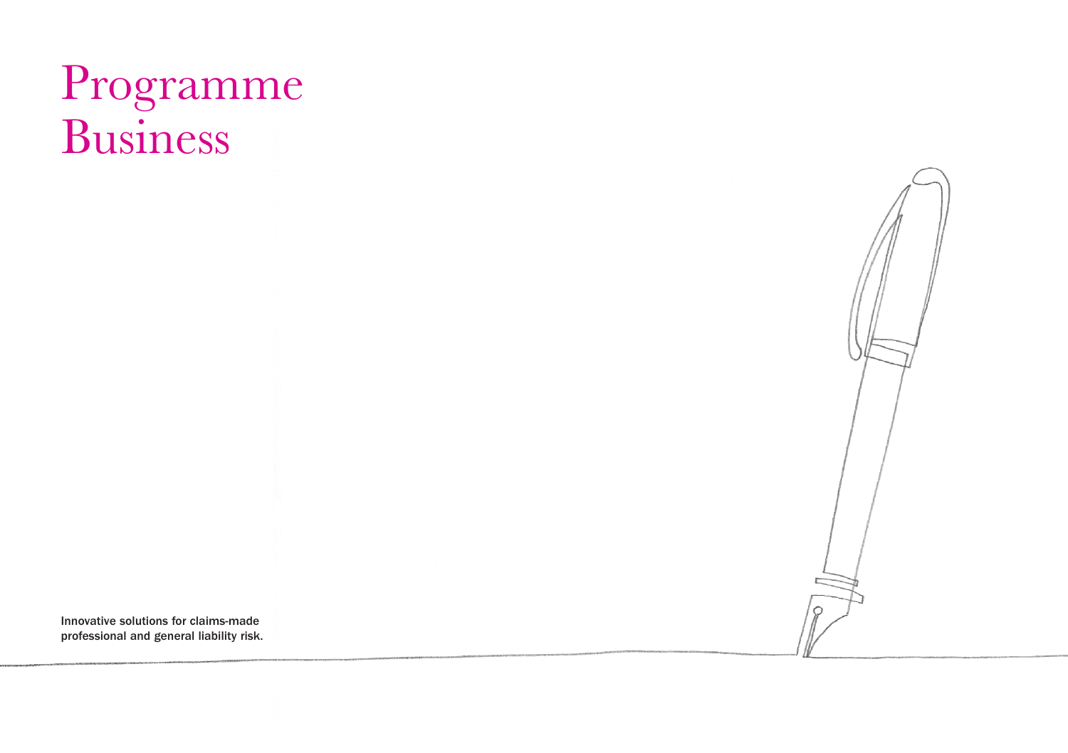# Programme Business

**Innovative solutions for claims-made professional and general liability risk.**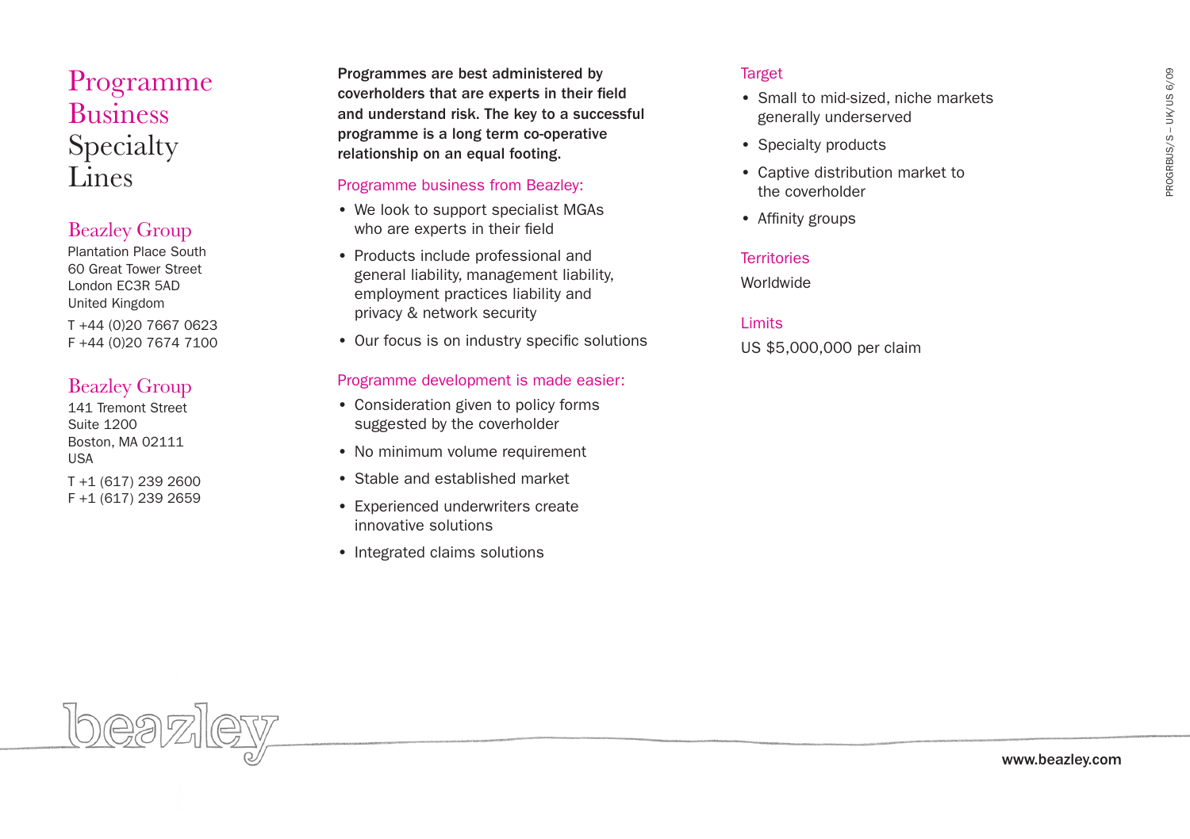# Programme Business Specialty Lines

## Beazley Group

Plantation Place South
60 Great Tower Street
London EC3R 5AD
United Kingdom

T +44 (0)20 7667 0623
F +44 (0)20 7674 7100

## Beazley Group

141 Tremont Street
Suite 1200
Boston, MA 02111
USA

T +1 (617) 239 2600
F +1 (617) 239 2659

**Programmes are best administered by coverholders that are experts in their field and understand risk. The key to a successful programme is a long term co-operative relationship on an equal footing.**

### Programme business from Beazley:

- We look to support specialist MGAs who are experts in their field
- Products include professional and general liability, management liability, employment practices liability and privacy & network security
- Our focus is on industry specific solutions

### Programme development is made easier:

- Consideration given to policy forms suggested by the coverholder
- No minimum volume requirement
- Stable and established market
- Experienced underwriters create innovative solutions
- Integrated claims solutions

### Target

- Small to mid-sized, niche markets generally underserved
- Specialty products
- Captive distribution market to the coverholder
- Affinity groups

### Territories

Worldwide

### Limits

US $5,000,000 per claim

PROGRBUS/S – UK/US 6/09

www.beazley.com